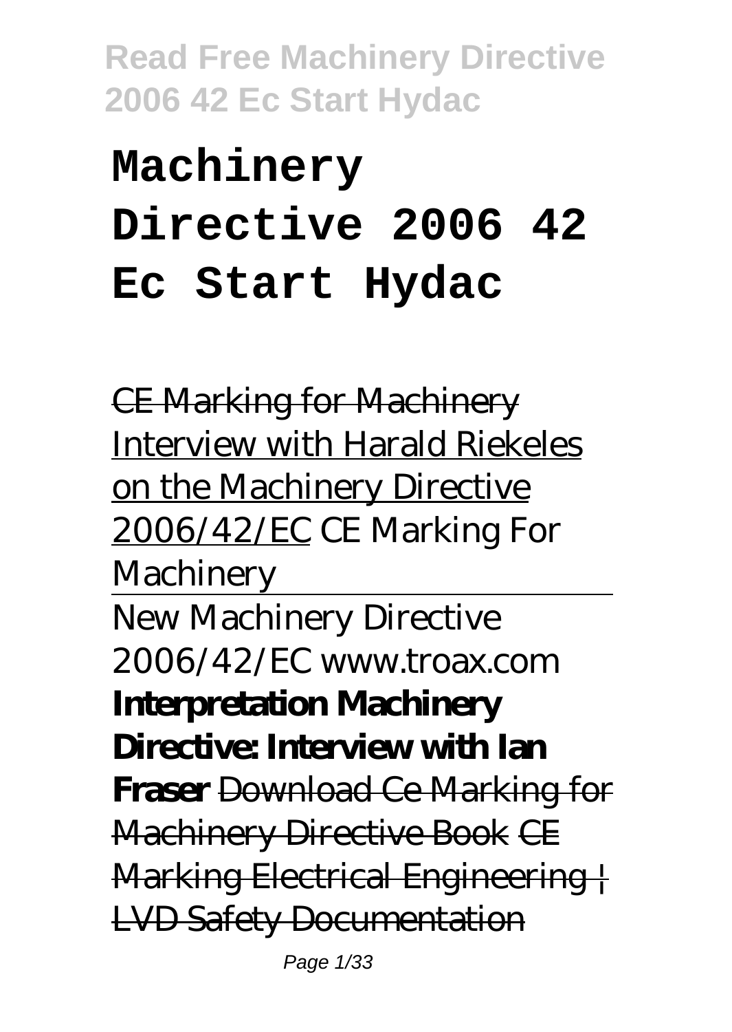# Machinery Directive 2006 42 Ec Start Hydac

~~CE Marking for Machinery~~ Interview with Harald Riekeles on the Machinery Directive 2006/42/EC *CE Marking For Machinery*

New Machinery Directive 2006/42/EC www.troax.com **Interpretation Machinery Directive: Interview with Ian Fraser** ~~Download Ce Marking for Machinery Directive Book~~ ~~CE Marking Electrical Engineering | LVD Safety Documentation~~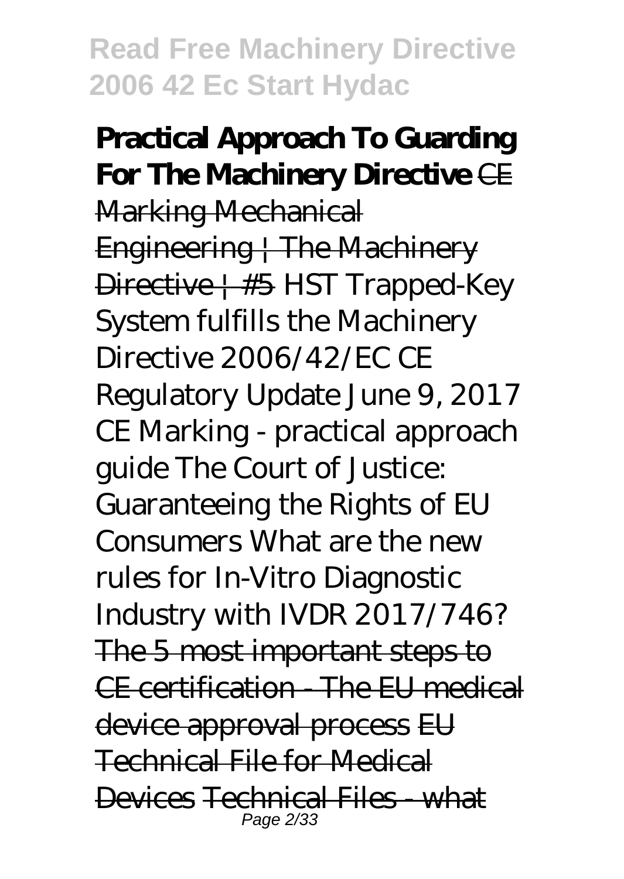**Practical Approach To Guarding For The Machinery Directive** ~~CE Marking Mechanical Engineering | The Machinery Directive | #5~~ *HST Trapped-Key System fulfills the Machinery Directive 2006/42/EC CE Regulatory Update June 9, 2017 CE Marking - practical approach guide The Court of Justice: Guaranteeing the Rights of EU Consumers What are the new rules for In-Vitro Diagnostic Industry with IVDR 2017/746?* ~~The 5 most important steps to CE certification - The EU medical device approval process~~ ~~EU Technical File for Medical Devices~~ ~~Technical Files - what~~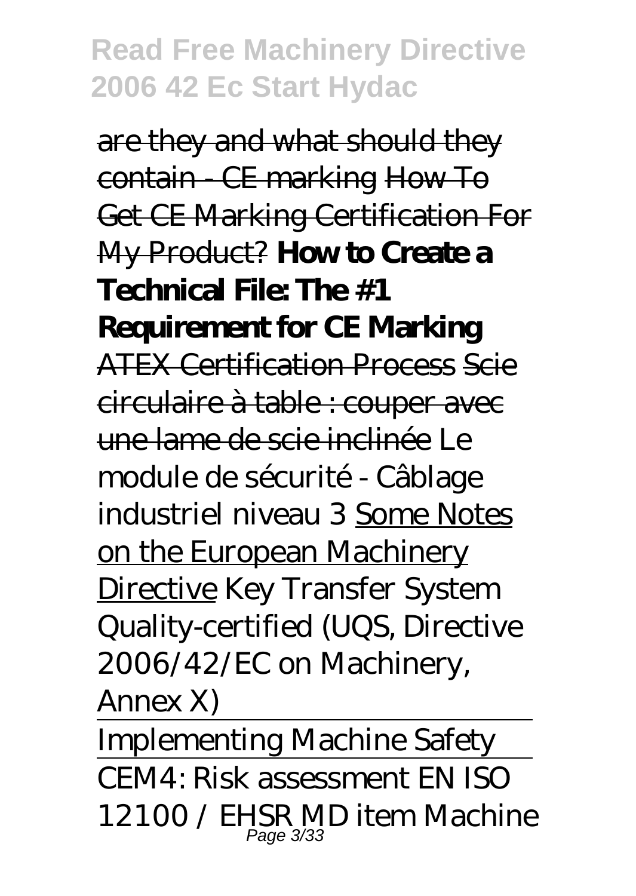are they and what should they contain - CE marking How To Get CE Marking Certification For My Product? **How to Create a Technical File: The #1 Requirement for CE Marking** ATEX Certification Process Scie circulaire à table : couper avec une lame de scie inclinée *Le module de sécurité - Câblage industriel niveau 3* Some Notes on the European Machinery Directive *Key Transfer System Quality-certified (UQS, Directive 2006/42/EC on Machinery, Annex X)*

Implementing Machine Safety

CEM4: Risk assessment EN ISO 12100 / EHSR MD item *Machine*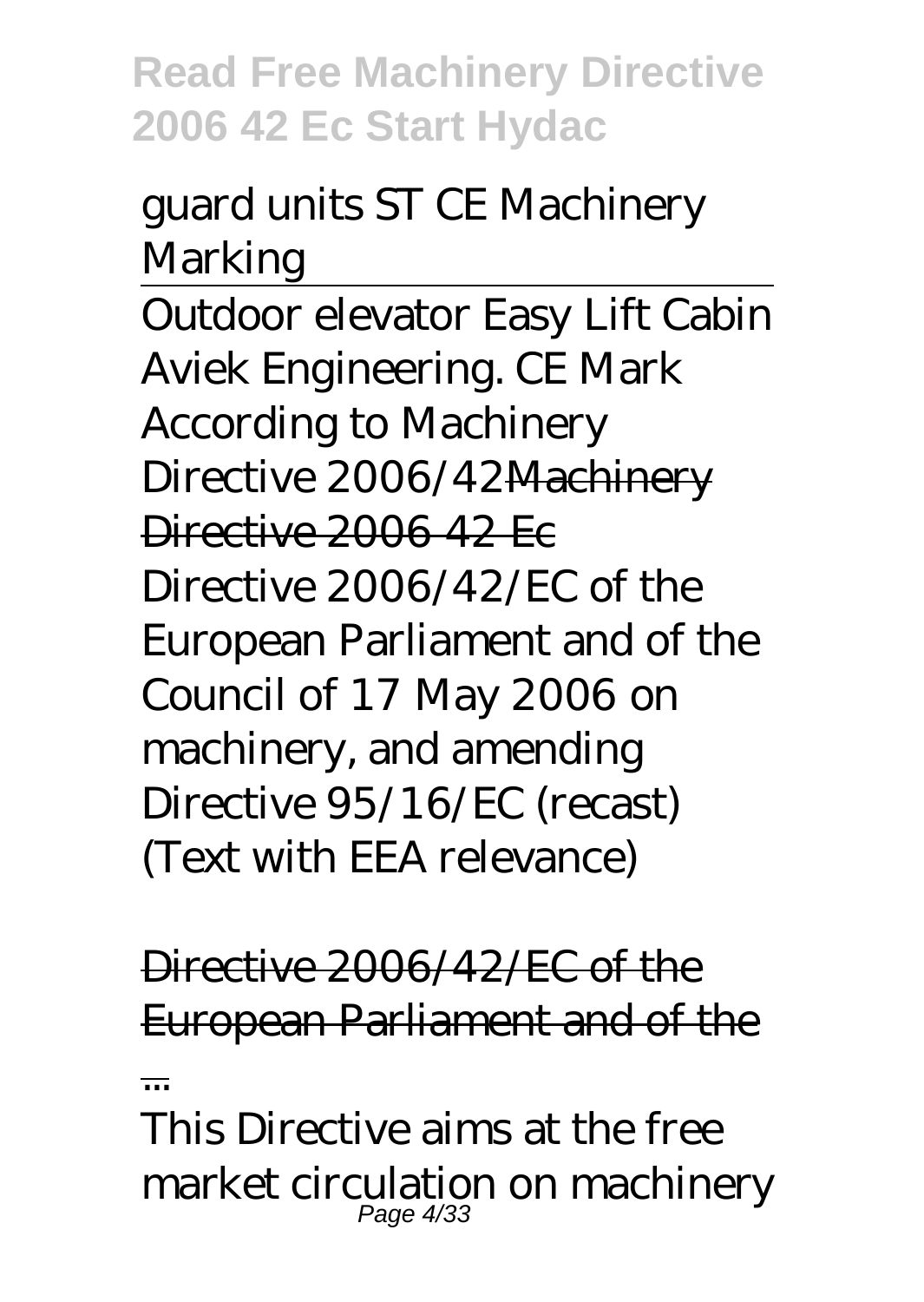*guard units ST CE Machinery Marking*

*Outdoor elevator Easy Lift Cabin Aviek Engineering. CE Mark According to Machinery Directive 2006/42*~~Machinery Directive 2006 42 Ec~~

Directive 2006/42/EC of the European Parliament and of the Council of 17 May 2006 on machinery, and amending Directive 95/16/EC (recast) (Text with EEA relevance)

~~Directive 2006/42/EC of the European Parliament and of the ...~~

This Directive aims at the free market circulation on machinery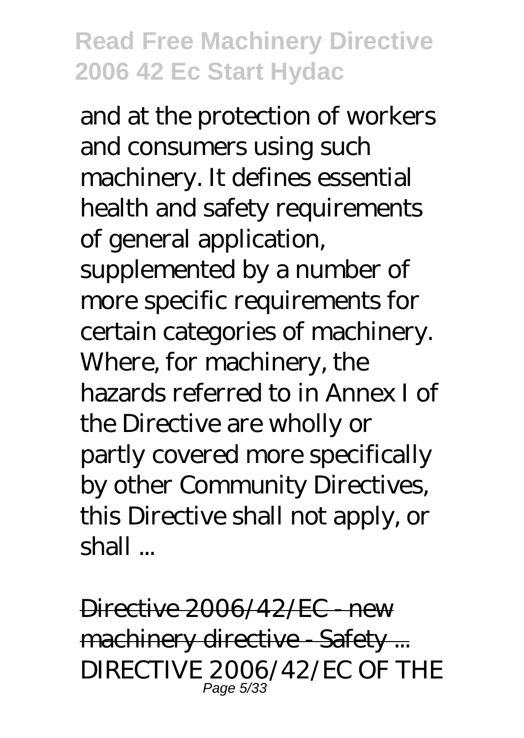and at the protection of workers and consumers using such machinery. It defines essential health and safety requirements of general application, supplemented by a number of more specific requirements for certain categories of machinery. Where, for machinery, the hazards referred to in Annex I of the Directive are wholly or partly covered more specifically by other Community Directives, this Directive shall not apply, or shall ...

Directive 2006/42/EC - new machinery directive - Safety ...

DIRECTIVE 2006/42/EC OF THE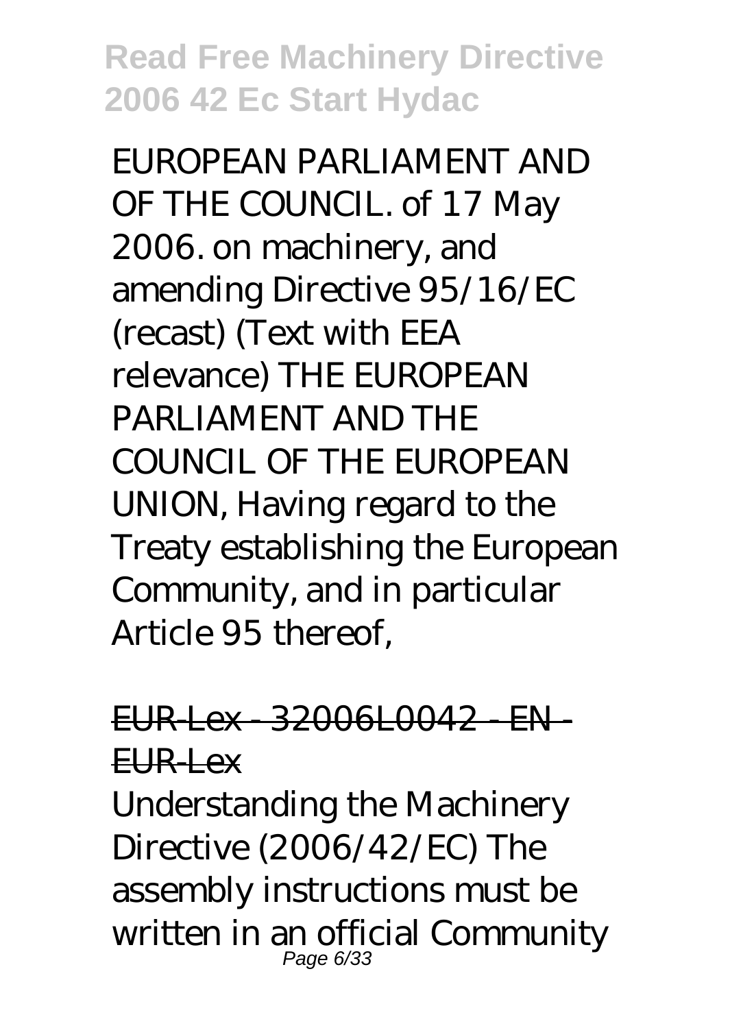EUROPEAN PARLIAMENT AND OF THE COUNCIL. of 17 May 2006. on machinery, and amending Directive 95/16/EC (recast) (Text with EEA relevance) THE EUROPEAN PARLIAMENT AND THE COUNCIL OF THE EUROPEAN UNION, Having regard to the Treaty establishing the European Community, and in particular Article 95 thereof,

## EUR-Lex - 32006L0042 - EN - EUR-Lex

Understanding the Machinery Directive (2006/42/EC) The assembly instructions must be written in an official Community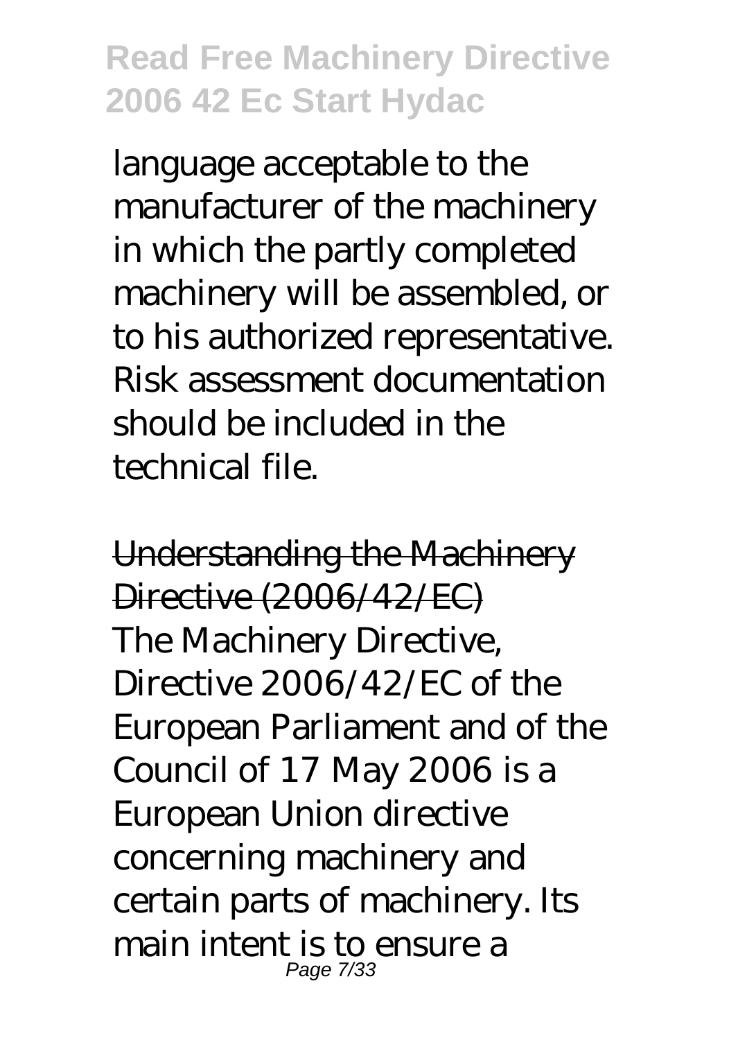language acceptable to the manufacturer of the machinery in which the partly completed machinery will be assembled, or to his authorized representative. Risk assessment documentation should be included in the technical file.

Understanding the Machinery Directive (2006/42/EC)

The Machinery Directive, Directive 2006/42/EC of the European Parliament and of the Council of 17 May 2006 is a European Union directive concerning machinery and certain parts of machinery. Its main intent is to ensure a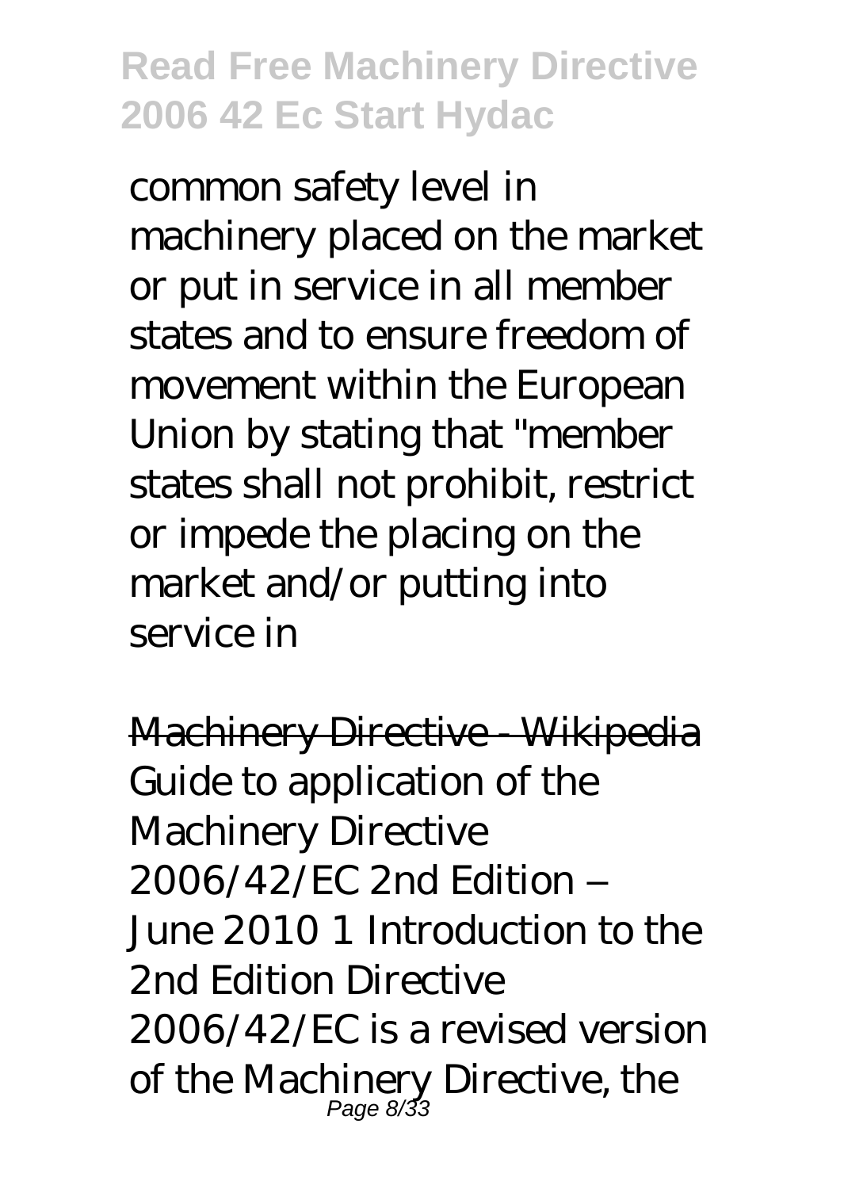common safety level in machinery placed on the market or put in service in all member states and to ensure freedom of movement within the European Union by stating that "member states shall not prohibit, restrict or impede the placing on the market and/or putting into service in

Machinery Directive - Wikipedia

Guide to application of the Machinery Directive 2006/42/EC 2nd Edition – June 2010 1 Introduction to the 2nd Edition Directive 2006/42/EC is a revised version of the Machinery Directive, the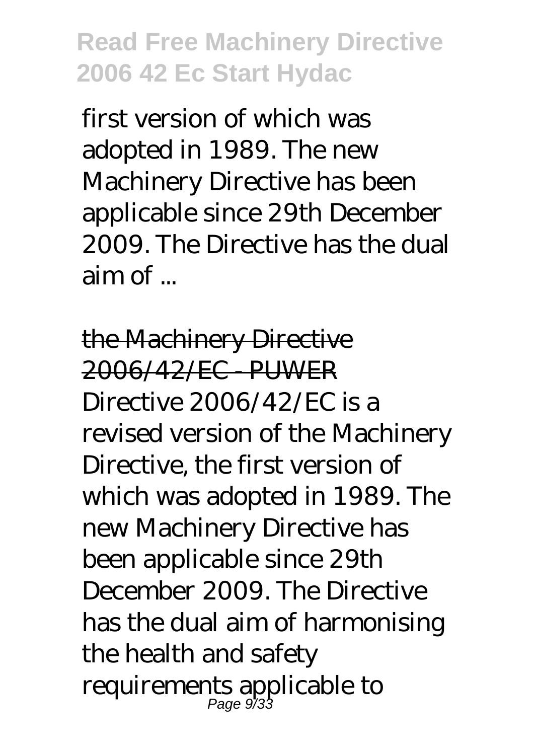first version of which was adopted in 1989. The new Machinery Directive has been applicable since 29th December 2009. The Directive has the dual aim of ...

## the Machinery Directive 2006/42/EC - PUWER

Directive 2006/42/EC is a revised version of the Machinery Directive, the first version of which was adopted in 1989. The new Machinery Directive has been applicable since 29th December 2009. The Directive has the dual aim of harmonising the health and safety requirements applicable to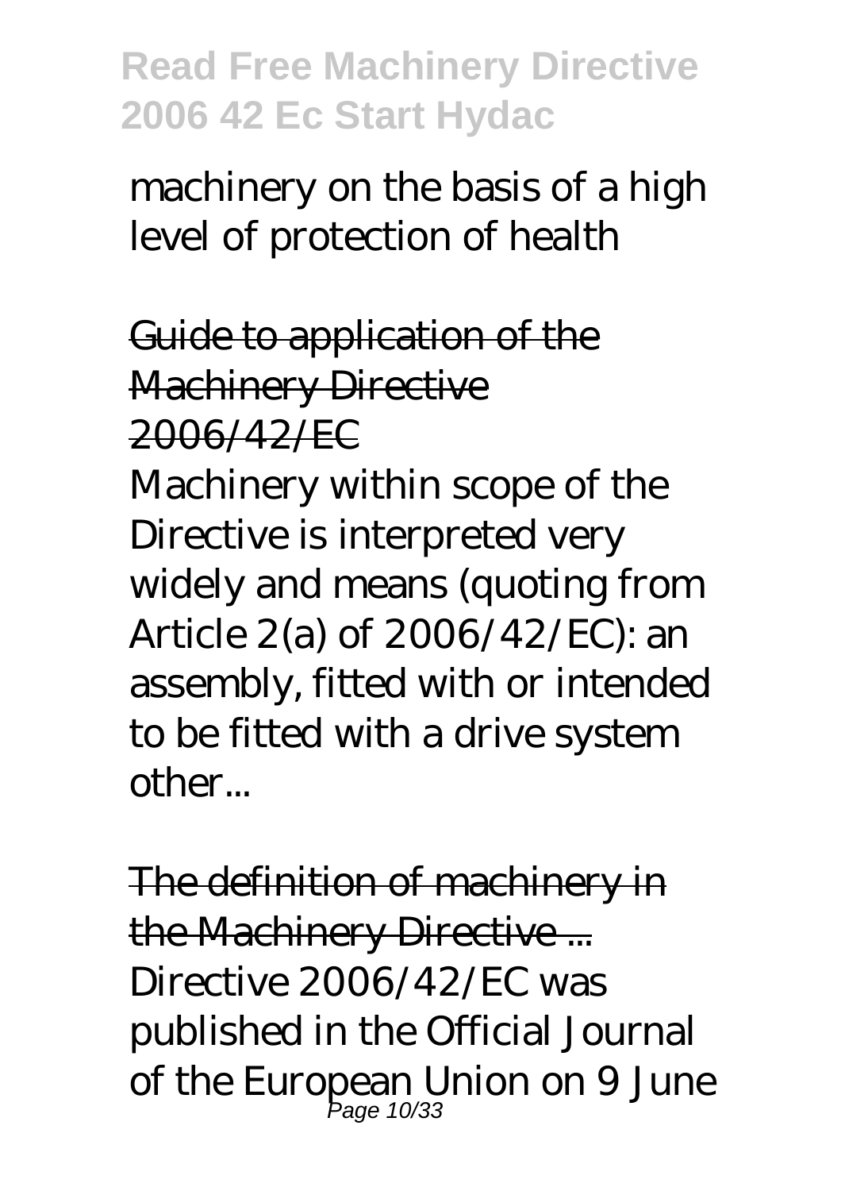machinery on the basis of a high level of protection of health

~~Guide to application of the Machinery Directive 2006/42/EC~~

Machinery within scope of the Directive is interpreted very widely and means (quoting from Article 2(a) of 2006/42/EC): an assembly, fitted with or intended to be fitted with a drive system other...

~~The definition of machinery in the Machinery Directive ...~~

Directive 2006/42/EC was published in the Official Journal of the European Union on 9 June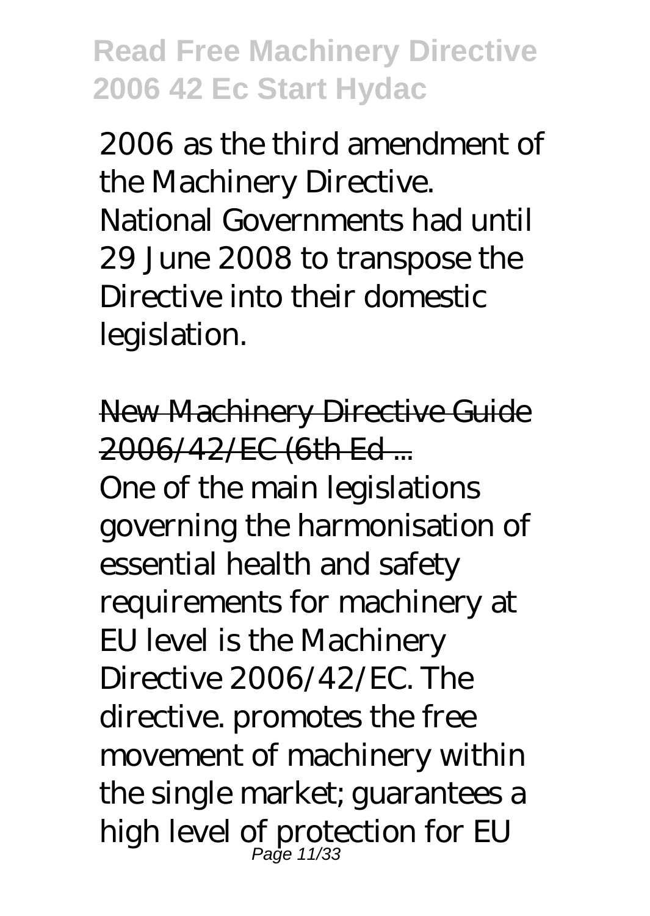2006 as the third amendment of the Machinery Directive. National Governments had until 29 June 2008 to transpose the Directive into their domestic legislation.

New Machinery Directive Guide 2006/42/EC (6th Ed ...

One of the main legislations governing the harmonisation of essential health and safety requirements for machinery at EU level is the Machinery Directive 2006/42/EC. The directive. promotes the free movement of machinery within the single market; guarantees a high level of protection for EU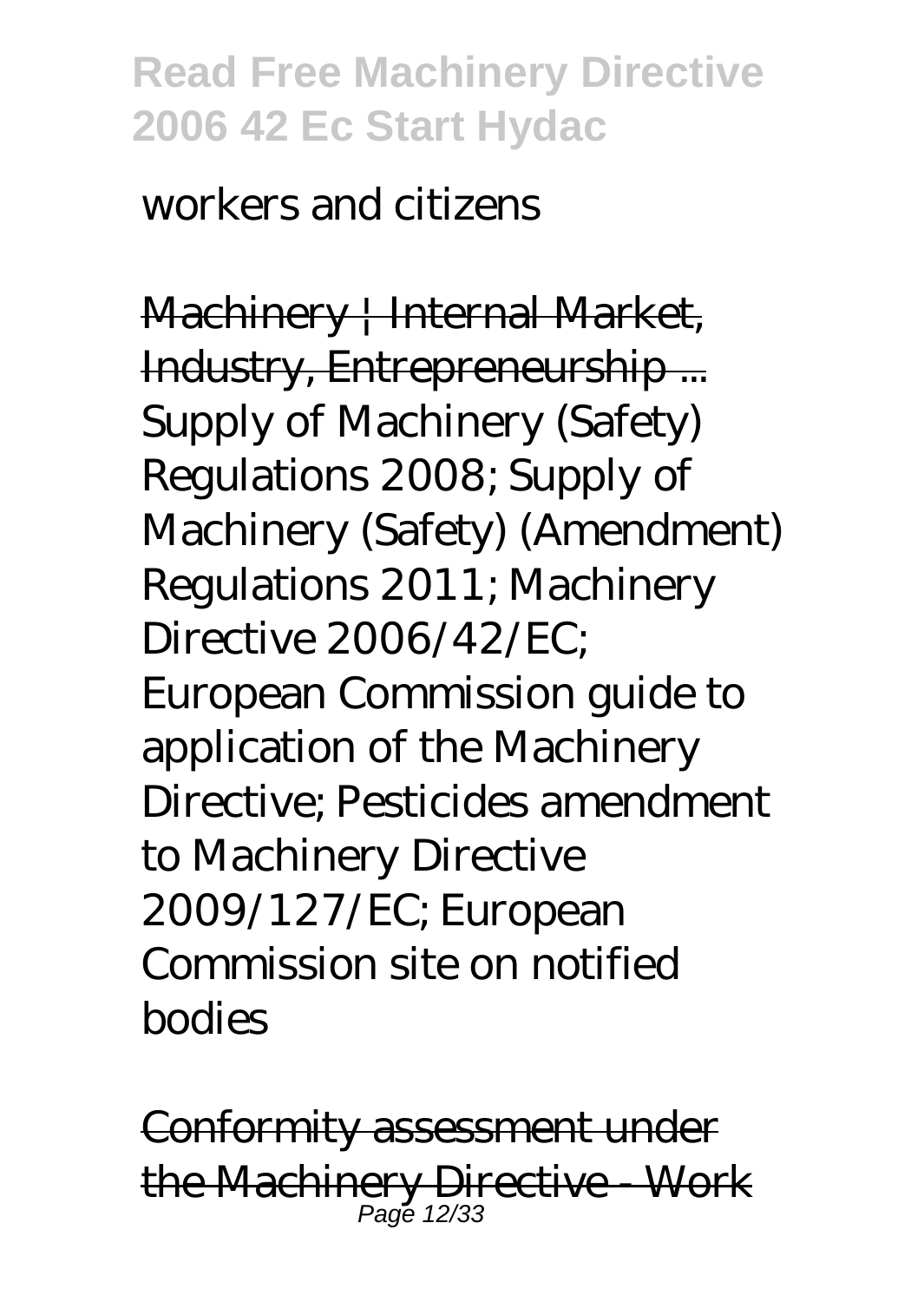workers and citizens

Machinery | Internal Market, Industry, Entrepreneurship ...
Supply of Machinery (Safety) Regulations 2008; Supply of Machinery (Safety) (Amendment) Regulations 2011; Machinery Directive 2006/42/EC; European Commission guide to application of the Machinery Directive; Pesticides amendment to Machinery Directive 2009/127/EC; European Commission site on notified bodies

Conformity assessment under the Machinery Directive - Work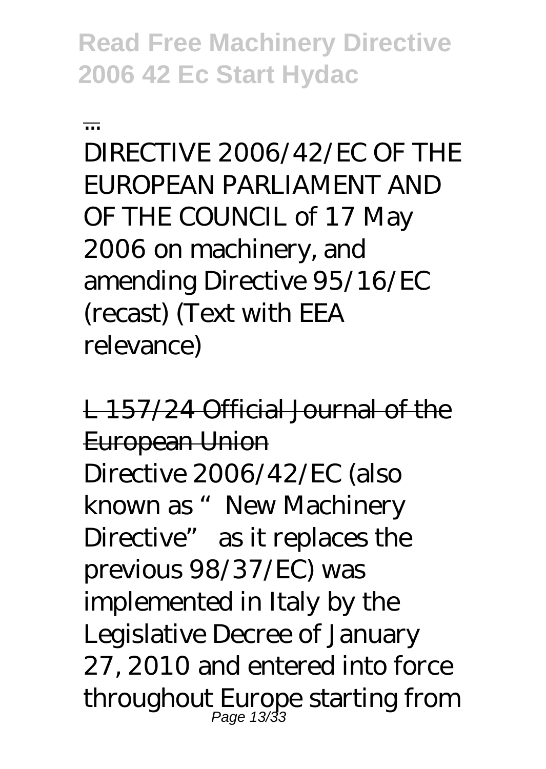...

DIRECTIVE 2006/42/EC OF THE EUROPEAN PARLIAMENT AND OF THE COUNCIL of 17 May 2006 on machinery, and amending Directive 95/16/EC (recast) (Text with EEA relevance)

L 157/24 Official Journal of the European Union

Directive 2006/42/EC (also known as "New Machinery Directive" as it replaces the previous 98/37/EC) was implemented in Italy by the Legislative Decree of January 27, 2010 and entered into force throughout Europe starting from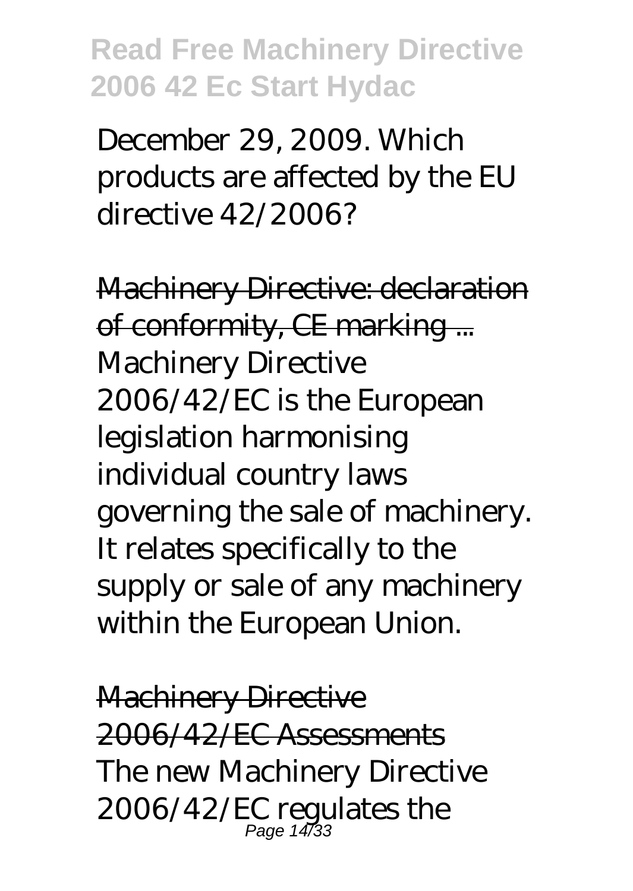December 29, 2009. Which products are affected by the EU directive 42/2006?

Machinery Directive: declaration of conformity, CE marking ...
Machinery Directive 2006/42/EC is the European legislation harmonising individual country laws governing the sale of machinery. It relates specifically to the supply or sale of any machinery within the European Union.

Machinery Directive 2006/42/EC Assessments
The new Machinery Directive 2006/42/EC regulates the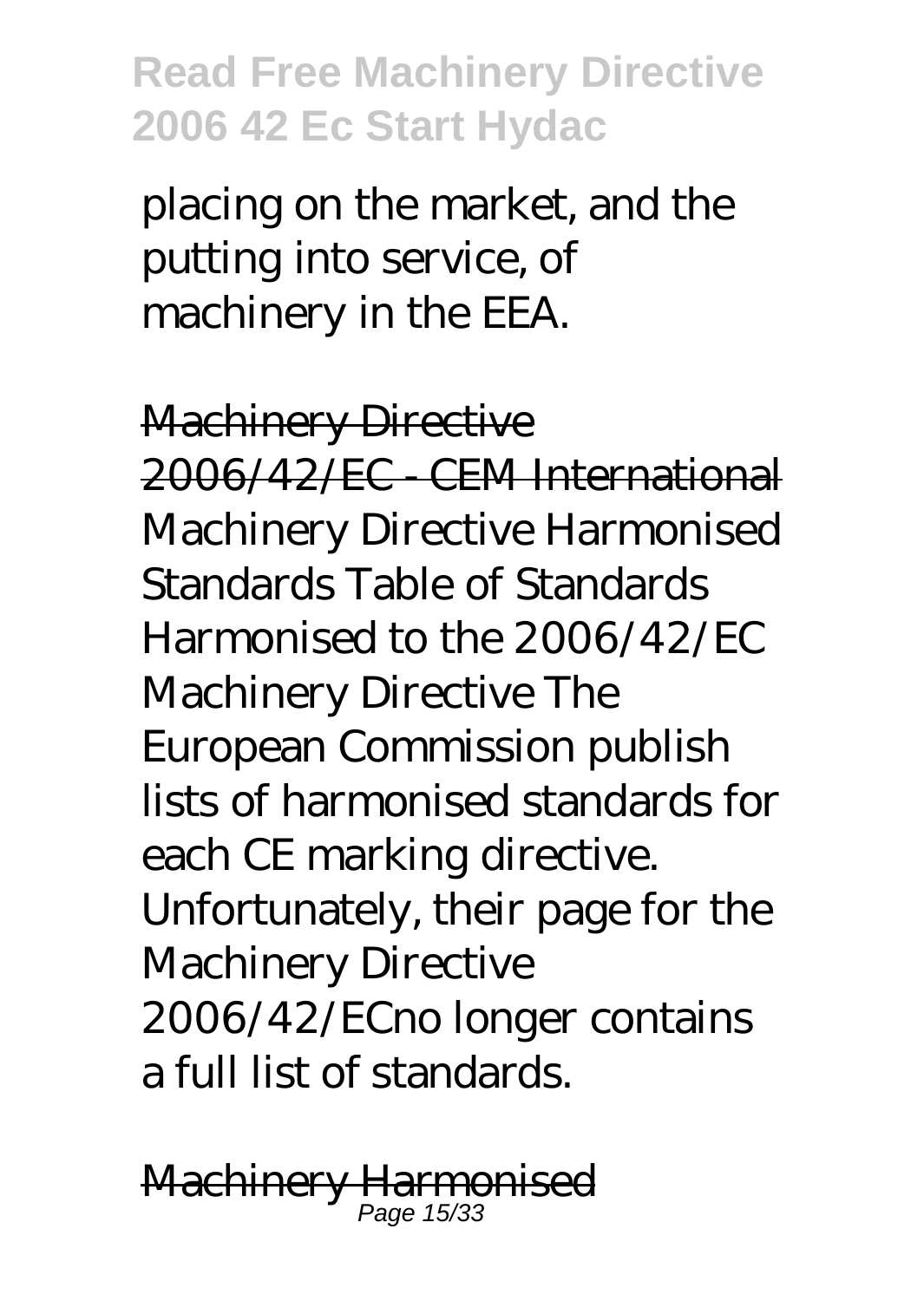placing on the market, and the putting into service, of machinery in the EEA.

Machinery Directive 2006/42/EC - CEM International

Machinery Directive Harmonised Standards Table of Standards Harmonised to the 2006/42/EC Machinery Directive The European Commission publish lists of harmonised standards for each CE marking directive. Unfortunately, their page for the Machinery Directive 2006/42/ECno longer contains a full list of standards.

Machinery Harmonised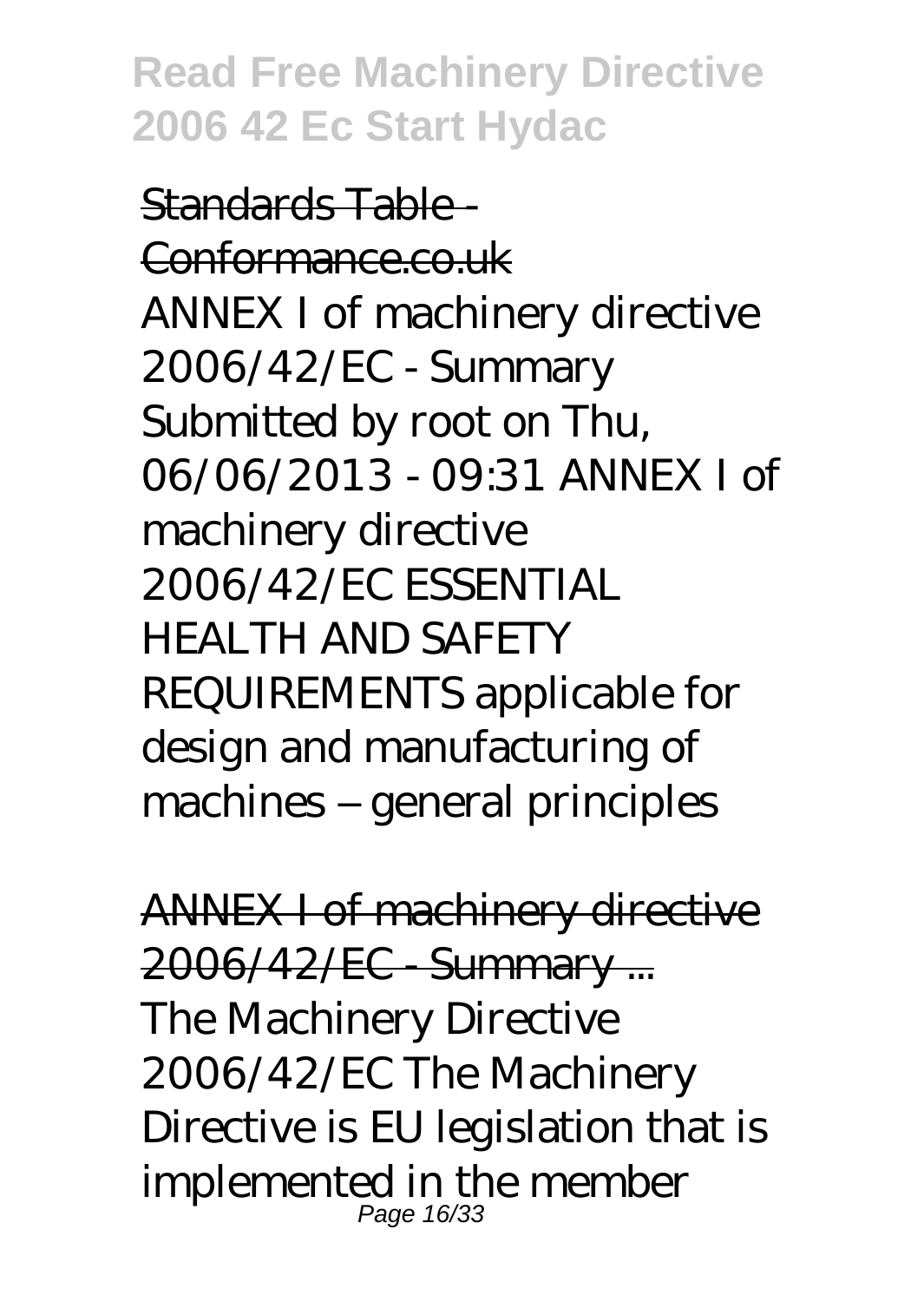Standards Table - Conformance.co.uk

ANNEX I of machinery directive 2006/42/EC - Summary Submitted by root on Thu, 06/06/2013 - 09:31 ANNEX I of machinery directive 2006/42/EC ESSENTIAL HEALTH AND SAFETY REQUIREMENTS applicable for design and manufacturing of machines – general principles

ANNEX I of machinery directive 2006/42/EC - Summary ...

The Machinery Directive 2006/42/EC The Machinery Directive is EU legislation that is implemented in the member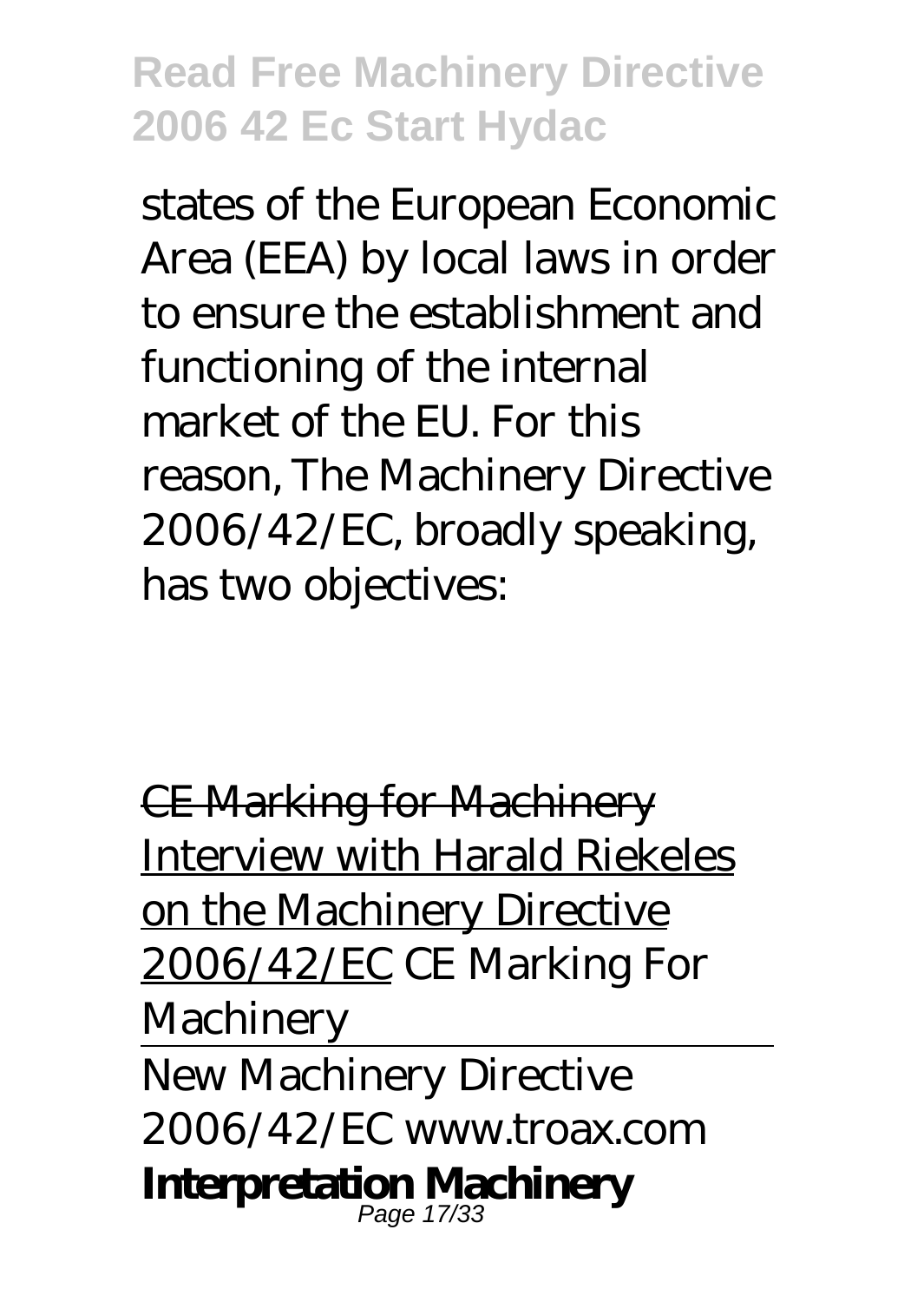states of the European Economic Area (EEA) by local laws in order to ensure the establishment and functioning of the internal market of the EU. For this reason, The Machinery Directive 2006/42/EC, broadly speaking, has two objectives:

~~CE Marking for Machinery~~ Interview with Harald Riekeles on the Machinery Directive 2006/42/EC *CE Marking For Machinery*

New Machinery Directive 2006/42/EC www.troax.com

**Interpretation Machinery**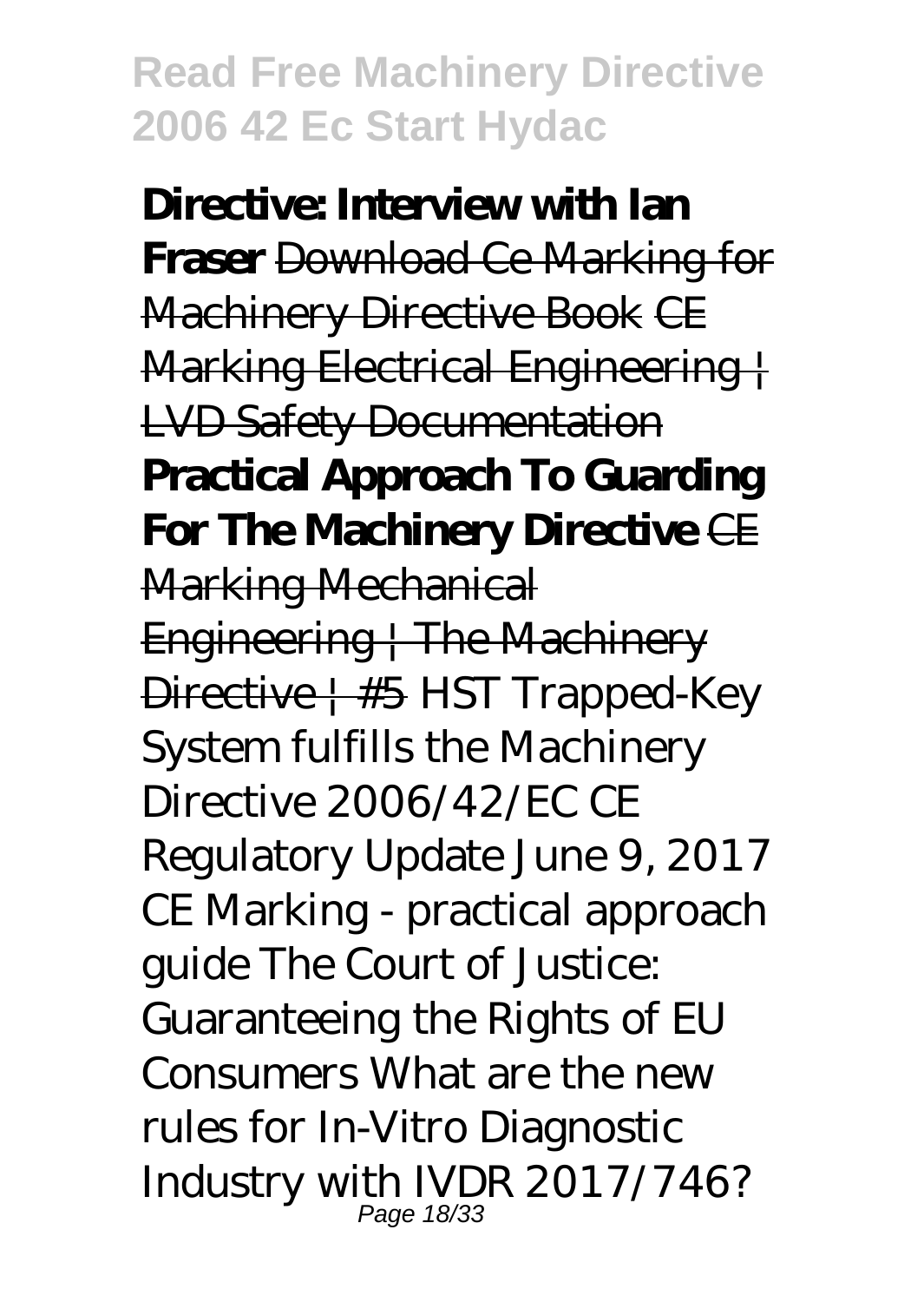**Directive: Interview with Ian Fraser** Download Ce Marking for Machinery Directive Book CE Marking Electrical Engineering | LVD Safety Documentation **Practical Approach To Guarding For The Machinery Directive** CE Marking Mechanical Engineering | The Machinery Directive | #5 HST Trapped-Key System fulfills the Machinery Directive 2006/42/EC CE Regulatory Update June 9, 2017 CE Marking - practical approach guide The Court of Justice: Guaranteeing the Rights of EU Consumers What are the new rules for In-Vitro Diagnostic Industry with IVDR 2017/746?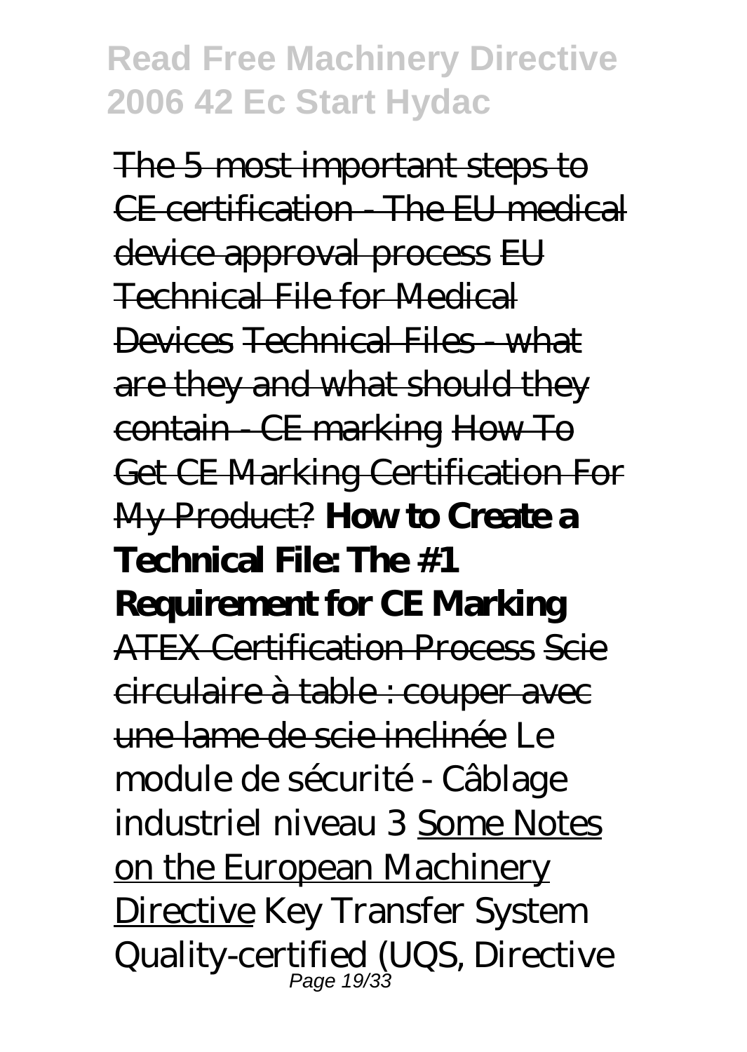~~The 5 most important steps to CE certification - The EU medical device approval process~~ ~~EU Technical File for Medical Devices~~ ~~Technical Files - what are they and what should they contain - CE marking~~ ~~How To Get CE Marking Certification For My Product?~~ **How to Create a Technical File: The #1 Requirement for CE Marking** ~~ATEX Certification Process~~ ~~Scie circulaire à table : couper avec une lame de scie inclinée~~ *Le module de sécurité - Câblage industriel niveau 3* Some Notes on the European Machinery Directive *Key Transfer System Quality-certified (UQS, Directive*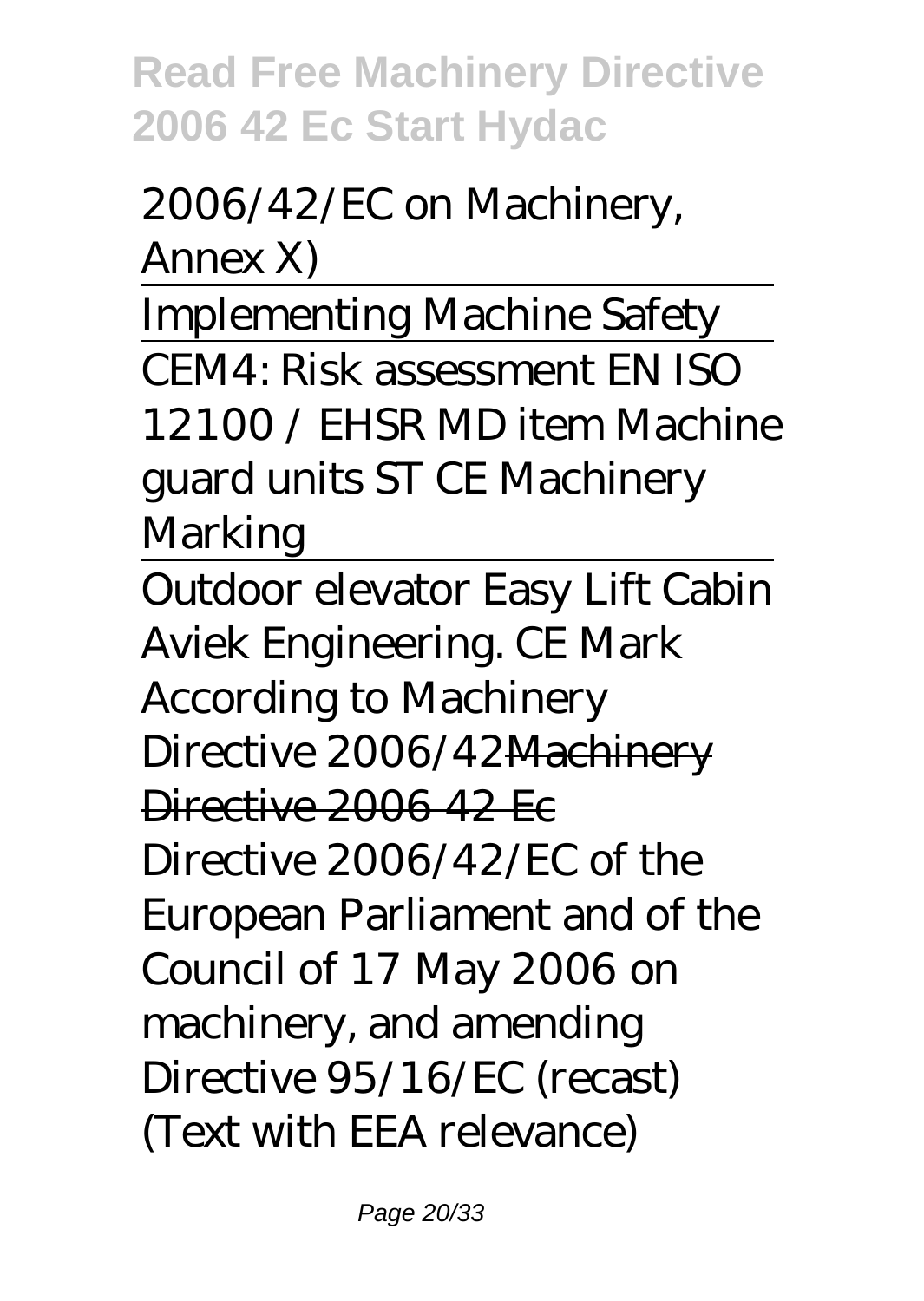2006/42/EC on Machinery, Annex X)

Implementing Machine Safety

CEM4: Risk assessment EN ISO 12100 / EHSR MD item Machine guard units ST CE Machinery Marking

Outdoor elevator Easy Lift Cabin Aviek Engineering. CE Mark According to Machinery Directive 2006/42~~Machinery Directive 2006 42 Ec~~

Directive 2006/42/EC of the European Parliament and of the Council of 17 May 2006 on machinery, and amending Directive 95/16/EC (recast) (Text with EEA relevance)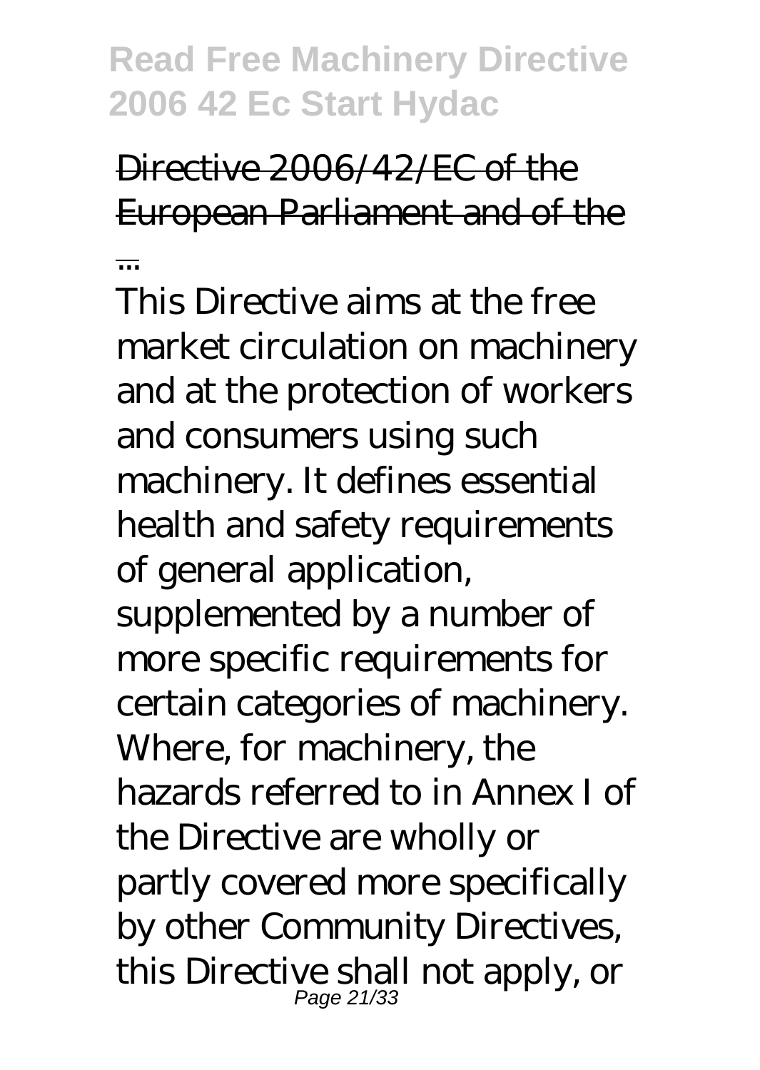Directive 2006/42/EC of the European Parliament and of the ...

This Directive aims at the free market circulation on machinery and at the protection of workers and consumers using such machinery. It defines essential health and safety requirements of general application, supplemented by a number of more specific requirements for certain categories of machinery. Where, for machinery, the hazards referred to in Annex I of the Directive are wholly or partly covered more specifically by other Community Directives, this Directive shall not apply, or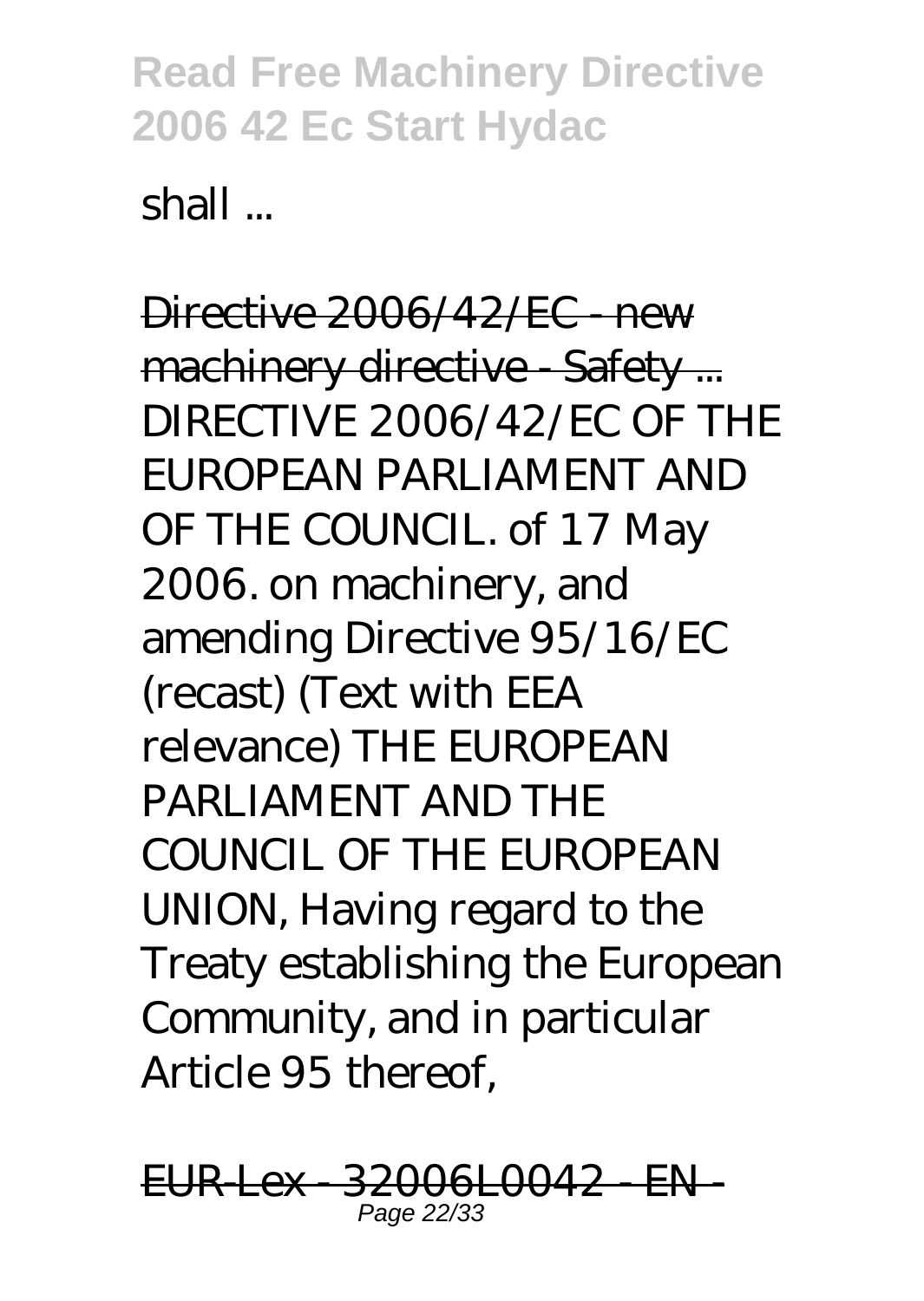shall ...

Directive 2006/42/EC - new machinery directive - Safety ...
DIRECTIVE 2006/42/EC OF THE EUROPEAN PARLIAMENT AND OF THE COUNCIL. of 17 May 2006. on machinery, and amending Directive 95/16/EC (recast) (Text with EEA relevance) THE EUROPEAN PARLIAMENT AND THE COUNCIL OF THE EUROPEAN UNION, Having regard to the Treaty establishing the European Community, and in particular Article 95 thereof,

EUR-Lex - 32006L0042 - EN -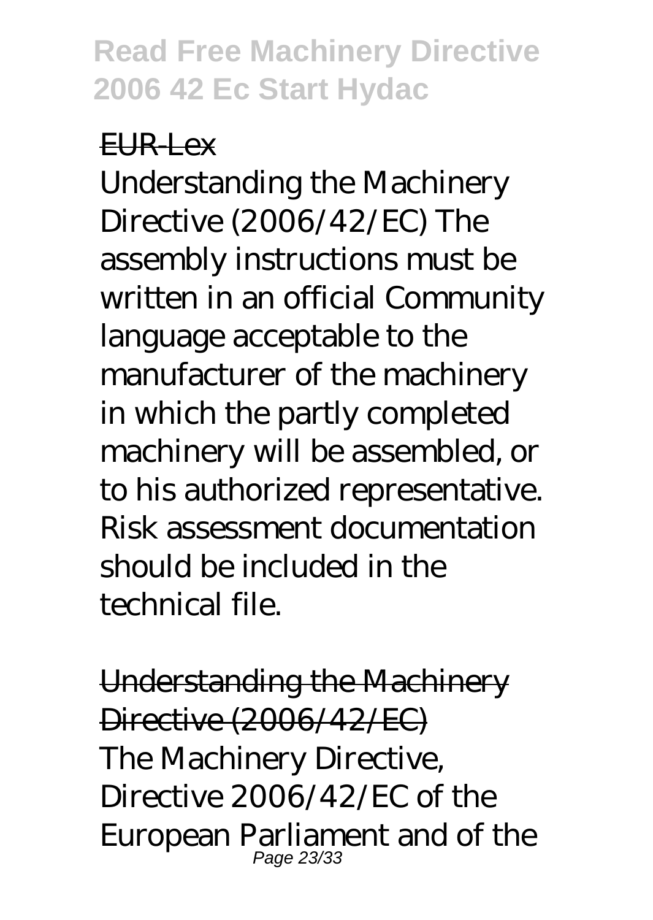EUR-Lex

Understanding the Machinery Directive (2006/42/EC) The assembly instructions must be written in an official Community language acceptable to the manufacturer of the machinery in which the partly completed machinery will be assembled, or to his authorized representative. Risk assessment documentation should be included in the technical file.

Understanding the Machinery Directive (2006/42/EC)

The Machinery Directive, Directive 2006/42/EC of the European Parliament and of the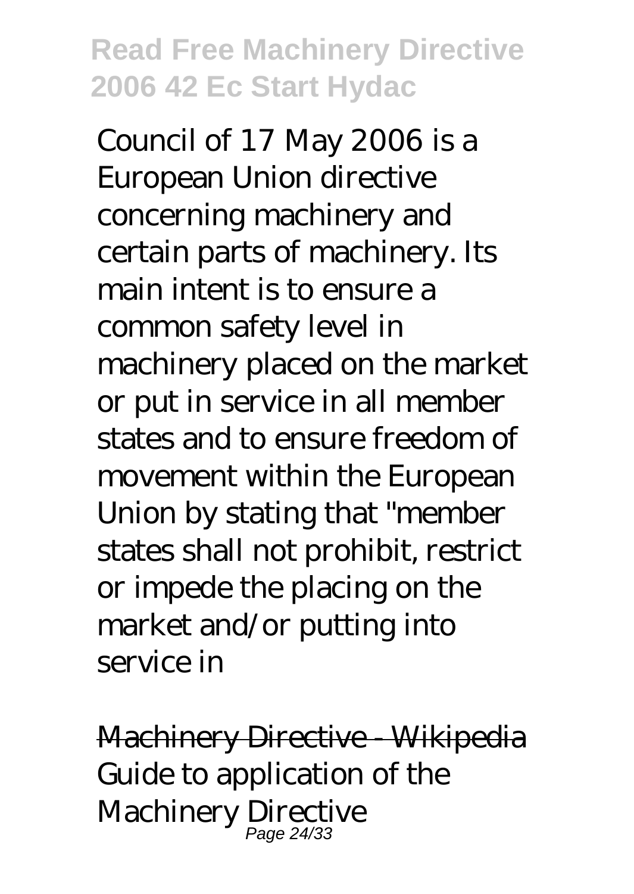Council of 17 May 2006 is a European Union directive concerning machinery and certain parts of machinery. Its main intent is to ensure a common safety level in machinery placed on the market or put in service in all member states and to ensure freedom of movement within the European Union by stating that "member states shall not prohibit, restrict or impede the placing on the market and/or putting into service in

~~Machinery Directive - Wikipedia~~

Guide to application of the Machinery Directive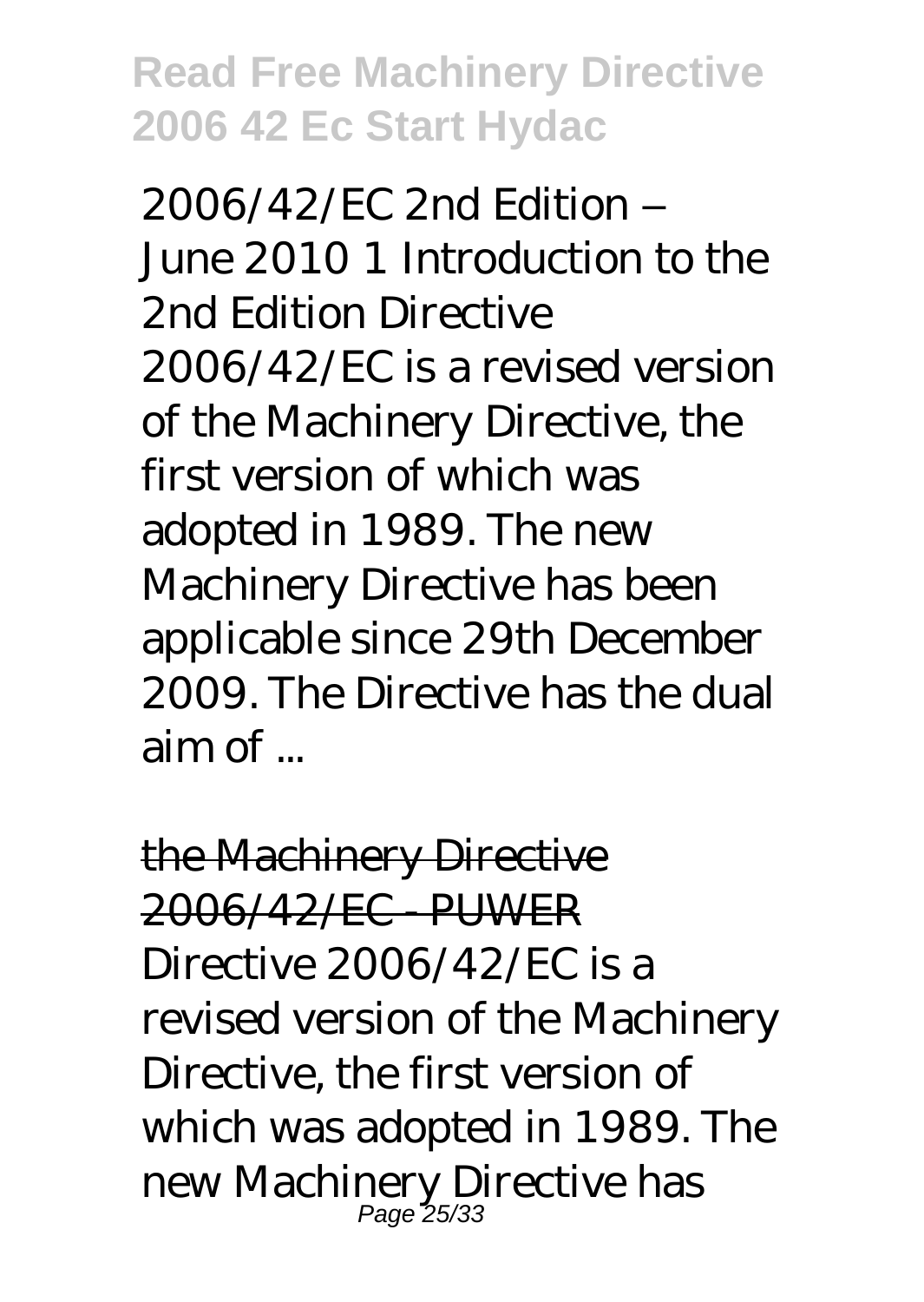2006/42/EC 2nd Edition – June 2010 1 Introduction to the 2nd Edition Directive 2006/42/EC is a revised version of the Machinery Directive, the first version of which was adopted in 1989. The new Machinery Directive has been applicable since 29th December 2009. The Directive has the dual aim of ...

## the Machinery Directive 2006/42/EC - PUWER

Directive 2006/42/EC is a revised version of the Machinery Directive, the first version of which was adopted in 1989. The new Machinery Directive has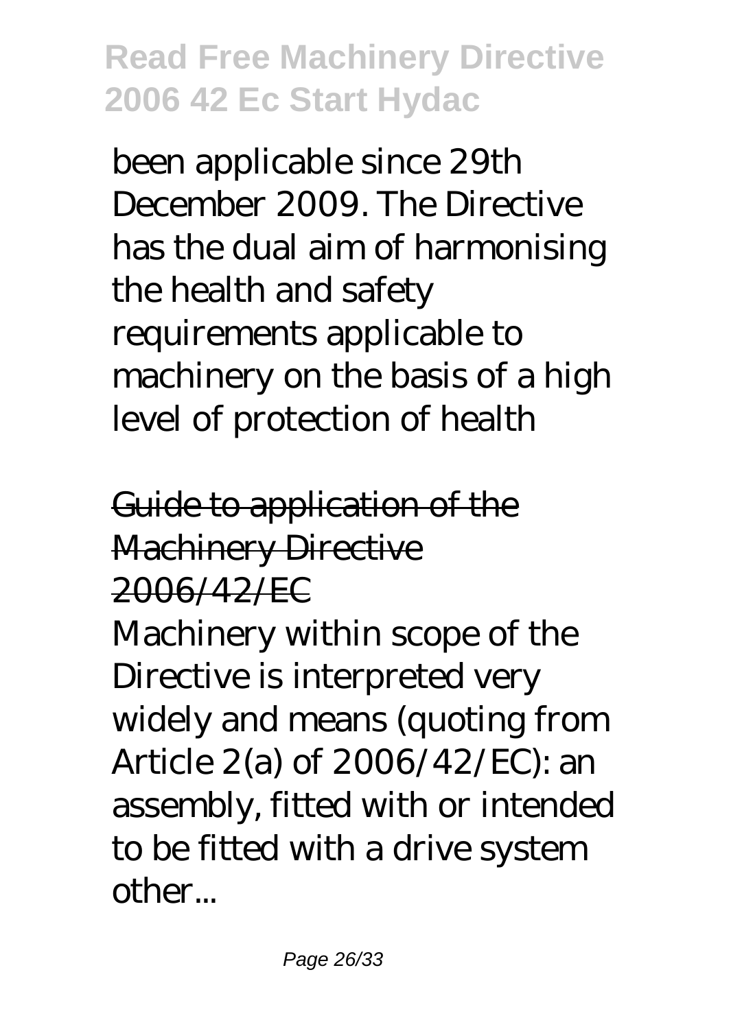been applicable since 29th December 2009. The Directive has the dual aim of harmonising the health and safety requirements applicable to machinery on the basis of a high level of protection of health

## Guide to application of the Machinery Directive 2006/42/EC

Machinery within scope of the Directive is interpreted very widely and means (quoting from Article 2(a) of 2006/42/EC): an assembly, fitted with or intended to be fitted with a drive system other...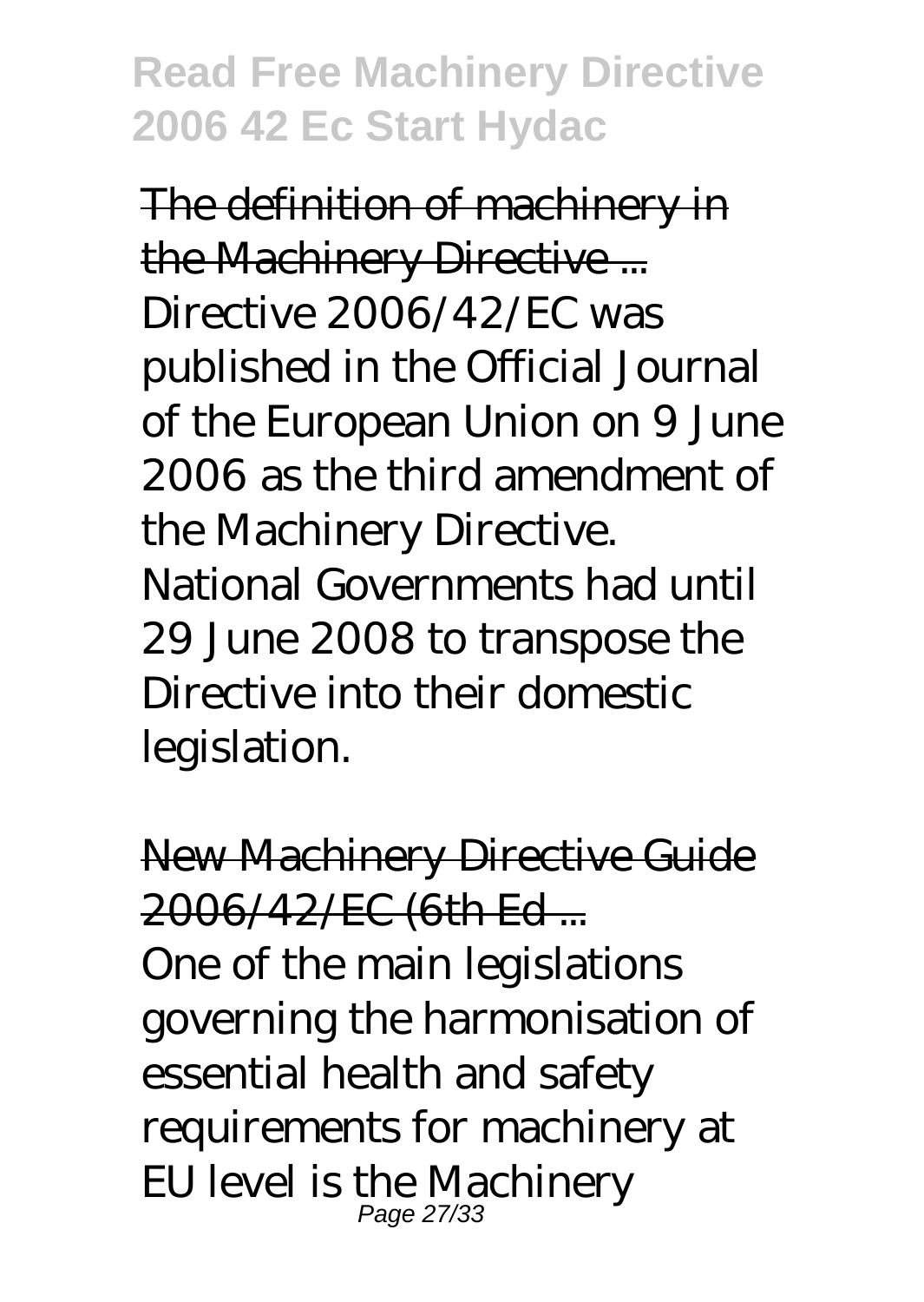The definition of machinery in the Machinery Directive ...

Directive 2006/42/EC was published in the Official Journal of the European Union on 9 June 2006 as the third amendment of the Machinery Directive. National Governments had until 29 June 2008 to transpose the Directive into their domestic legislation.

New Machinery Directive Guide 2006/42/EC (6th Ed ...

One of the main legislations governing the harmonisation of essential health and safety requirements for machinery at EU level is the Machinery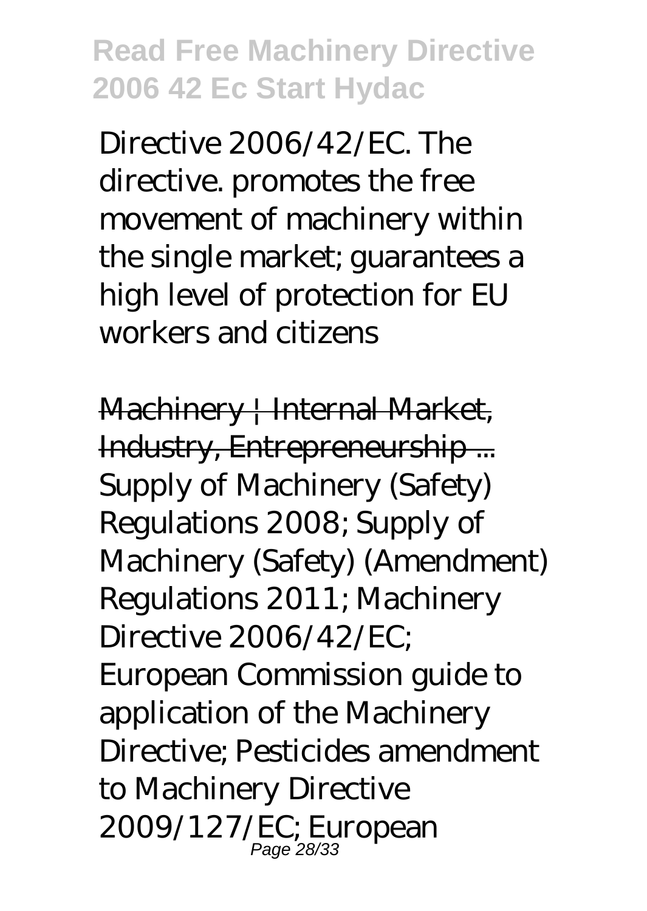Directive 2006/42/EC. The directive. promotes the free movement of machinery within the single market; guarantees a high level of protection for EU workers and citizens

~~Machinery | Internal Market, Industry, Entrepreneurship ...~~

Supply of Machinery (Safety) Regulations 2008; Supply of Machinery (Safety) (Amendment) Regulations 2011; Machinery Directive 2006/42/EC; European Commission guide to application of the Machinery Directive; Pesticides amendment to Machinery Directive 2009/127/EC; European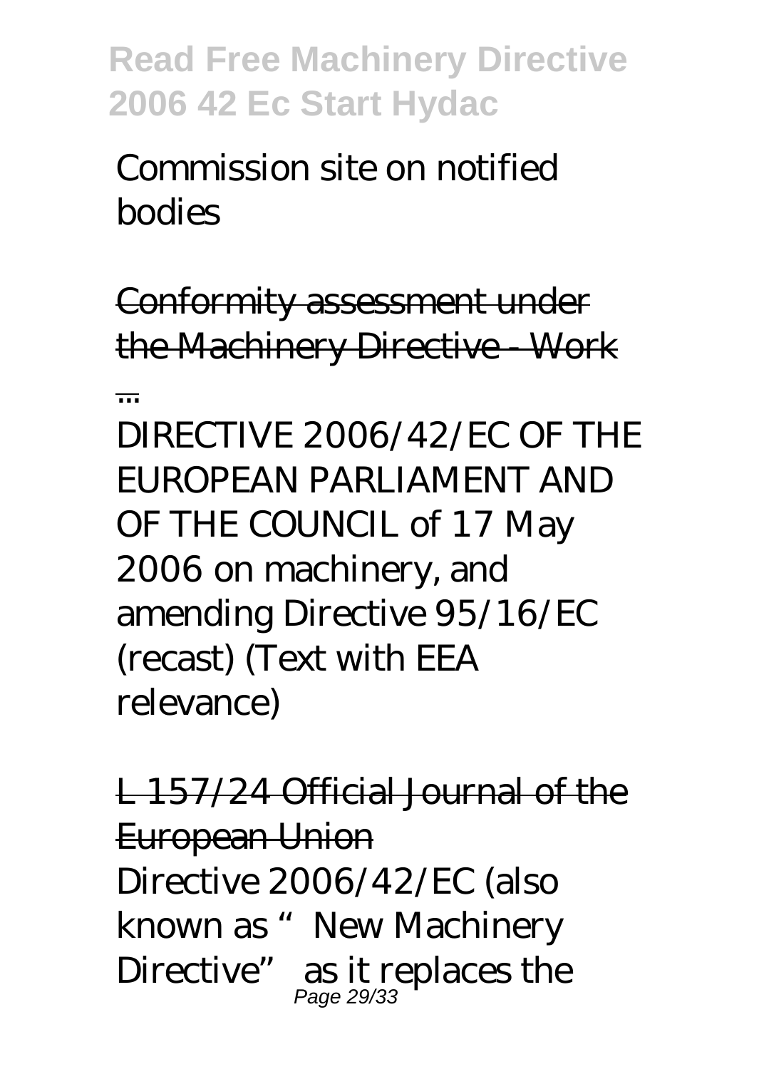Commission site on notified bodies

Conformity assessment under the Machinery Directive - Work ...

DIRECTIVE 2006/42/EC OF THE EUROPEAN PARLIAMENT AND OF THE COUNCIL of 17 May 2006 on machinery, and amending Directive 95/16/EC (recast) (Text with EEA relevance)

L 157/24 Official Journal of the European Union

Directive 2006/42/EC (also known as "New Machinery Directive" as it replaces the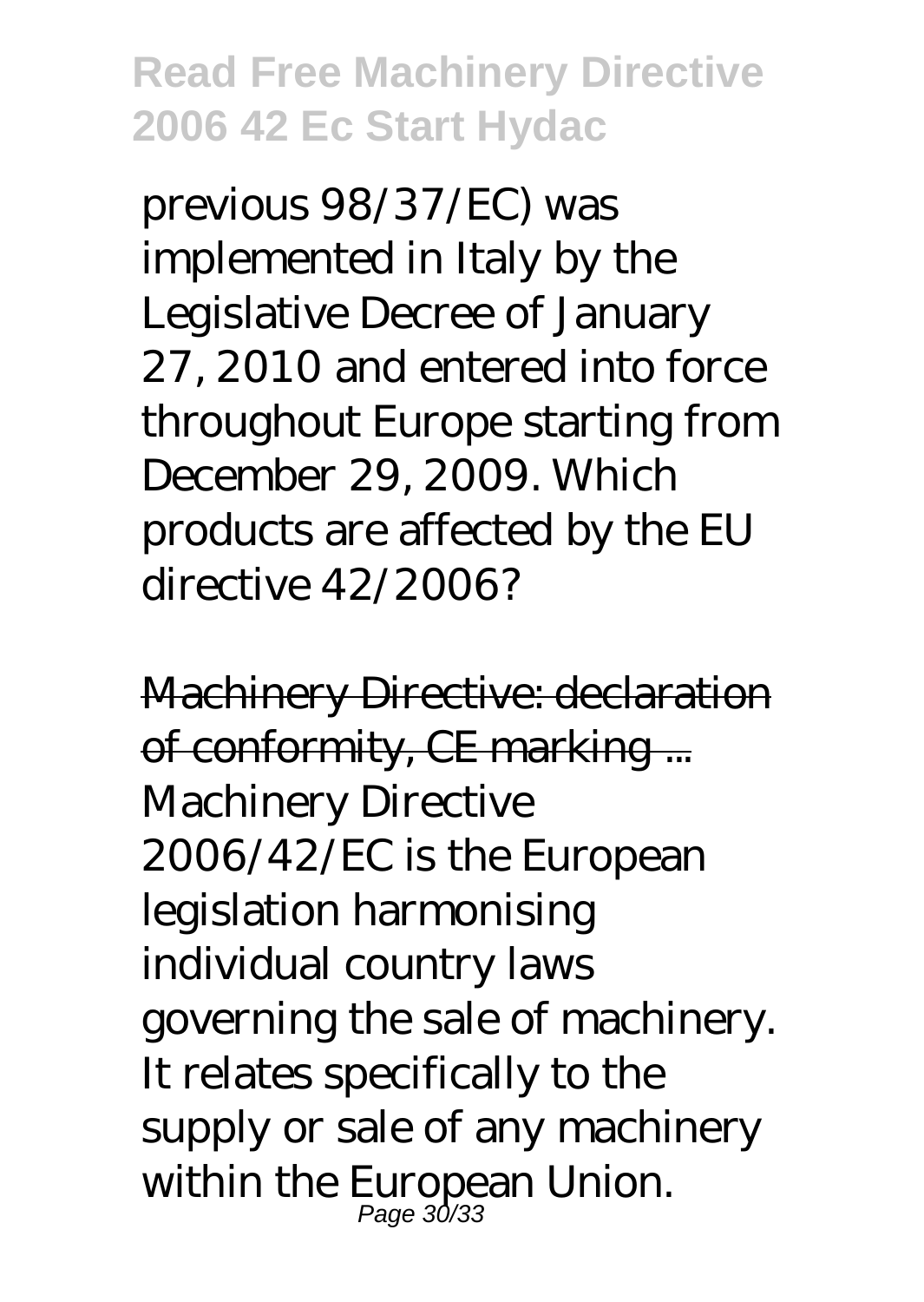previous 98/37/EC) was implemented in Italy by the Legislative Decree of January 27, 2010 and entered into force throughout Europe starting from December 29, 2009. Which products are affected by the EU directive 42/2006?

Machinery Directive: declaration of conformity, CE marking ...

Machinery Directive 2006/42/EC is the European legislation harmonising individual country laws governing the sale of machinery. It relates specifically to the supply or sale of any machinery within the European Union.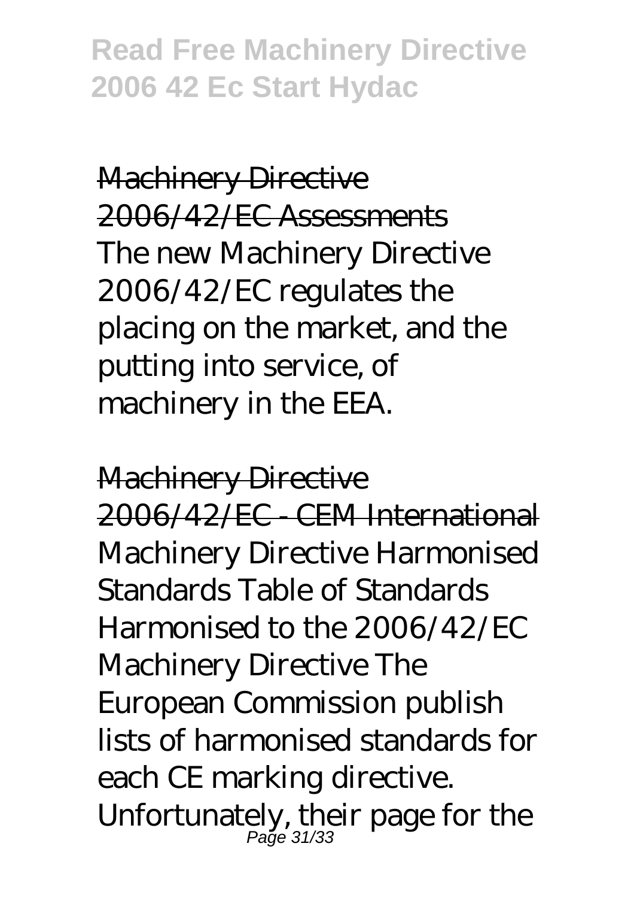Machinery Directive 2006/42/EC Assessments

The new Machinery Directive 2006/42/EC regulates the placing on the market, and the putting into service, of machinery in the EEA.

Machinery Directive 2006/42/EC - CEM International

Machinery Directive Harmonised Standards Table of Standards Harmonised to the 2006/42/EC Machinery Directive The European Commission publish lists of harmonised standards for each CE marking directive. Unfortunately, their page for the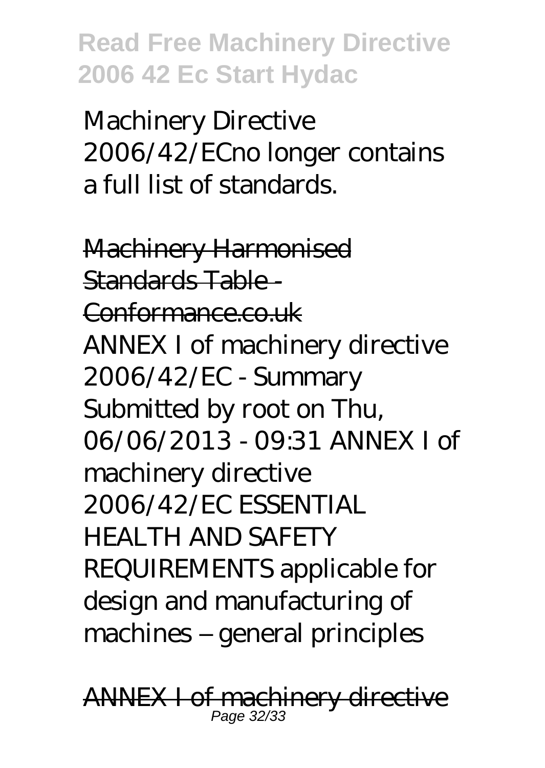Machinery Directive 2006/42/ECno longer contains a full list of standards.

Machinery Harmonised Standards Table - Conformance.co.uk

ANNEX I of machinery directive 2006/42/EC - Summary Submitted by root on Thu, 06/06/2013 - 09:31 ANNEX I of machinery directive 2006/42/EC ESSENTIAL HEALTH AND SAFETY REQUIREMENTS applicable for design and manufacturing of machines – general principles

ANNEX I of machinery directive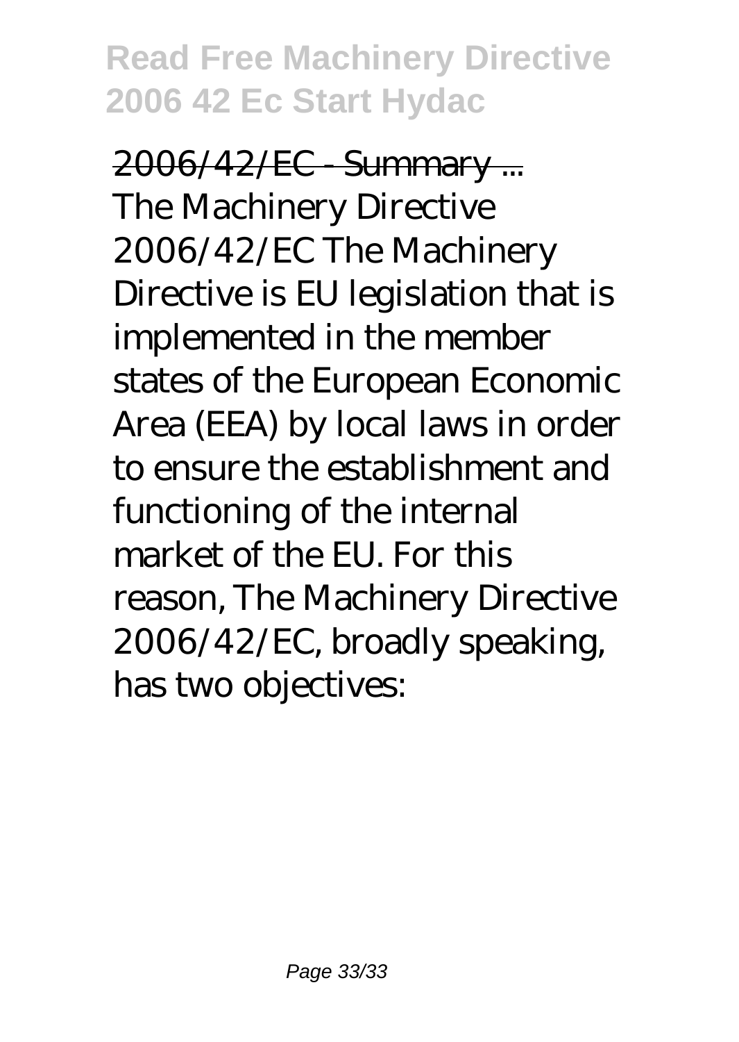~~2006/42/EC - Summary ...~~

The Machinery Directive 2006/42/EC The Machinery Directive is EU legislation that is implemented in the member states of the European Economic Area (EEA) by local laws in order to ensure the establishment and functioning of the internal market of the EU. For this reason, The Machinery Directive 2006/42/EC, broadly speaking, has two objectives: